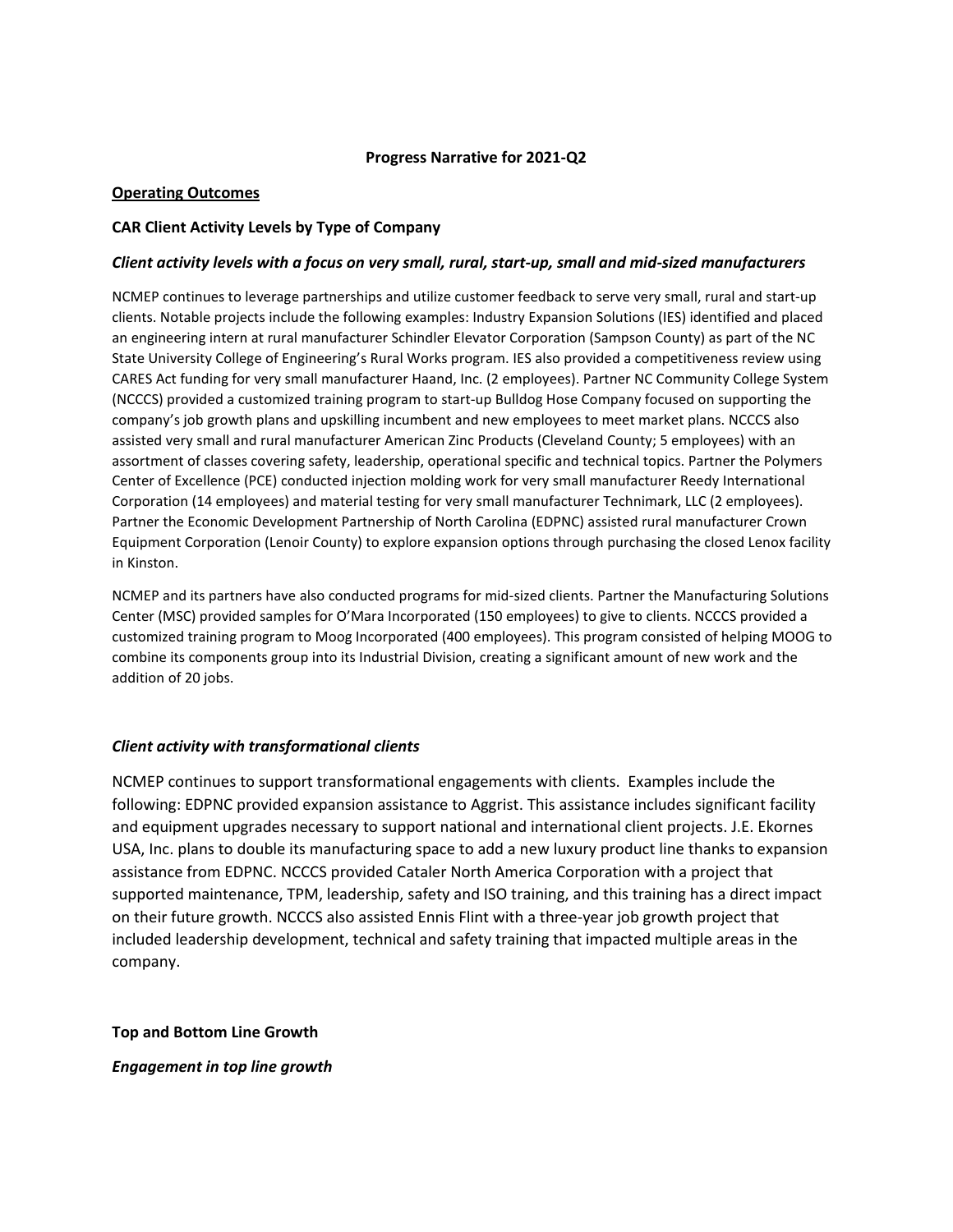# Progress Narrative for 2021-Q2

## Operating Outcomes

### CAR Client Activity Levels by Type of Company

#### *Client activity levels with a focus on very small, rural, start-up, small and mid-sized manufacturers*

NCMEP continues to leverage partnerships and utilize customer feedback to serve very small, rural and start-up clients. Notable projects include the following examples: Industry Expansion Solutions (IES) identified and placed an engineering intern at rural manufacturer Schindler Elevator Corporation (Sampson County) as part of the NC State University College of Engineering's Rural Works program. IES also provided a competitiveness review using CARES Act funding for very small manufacturer Haand, Inc. (2 employees). Partner NC Community College System (NCCCS) provided a customized training program to start-up Bulldog Hose Company focused on supporting the company's job growth plans and upskilling incumbent and new employees to meet market plans. NCCCS also assisted very small and rural manufacturer American Zinc Products (Cleveland County; 5 employees) with an assortment of classes covering safety, leadership, operational specific and technical topics. Partner the Polymers Center of Excellence (PCE) conducted injection molding work for very small manufacturer Reedy International Corporation (14 employees) and material testing for very small manufacturer Technimark, LLC (2 employees). Partner the Economic Development Partnership of North Carolina (EDPNC) assisted rural manufacturer Crown Equipment Corporation (Lenoir County) to explore expansion options through purchasing the closed Lenox facility in Kinston.

NCMEP and its partners have also conducted programs for mid-sized clients. Partner the Manufacturing Solutions Center (MSC) provided samples for O'Mara Incorporated (150 employees) to give to clients. NCCCS provided a customized training program to Moog Incorporated (400 employees). This program consisted of helping MOOG to combine its components group into its Industrial Division, creating a significant amount of new work and the addition of 20 jobs.

#### *Client activity with transformational clients*

NCMEP continues to support transformational engagements with clients. Examples include the following: EDPNC provided expansion assistance to Aggrist. This assistance includes significant facility and equipment upgrades necessary to support national and international client projects. J.E. Ekornes USA, Inc. plans to double its manufacturing space to add a new luxury product line thanks to expansion assistance from EDPNC. NCCCS provided Cataler North America Corporation with a project that supported maintenance, TPM, leadership, safety and ISO training, and this training has a direct impact on their future growth. NCCCS also assisted Ennis Flint with a three-year job growth project that included leadership development, technical and safety training that impacted multiple areas in the company.

### Top and Bottom Line Growth

#### *Engagement in top line growth*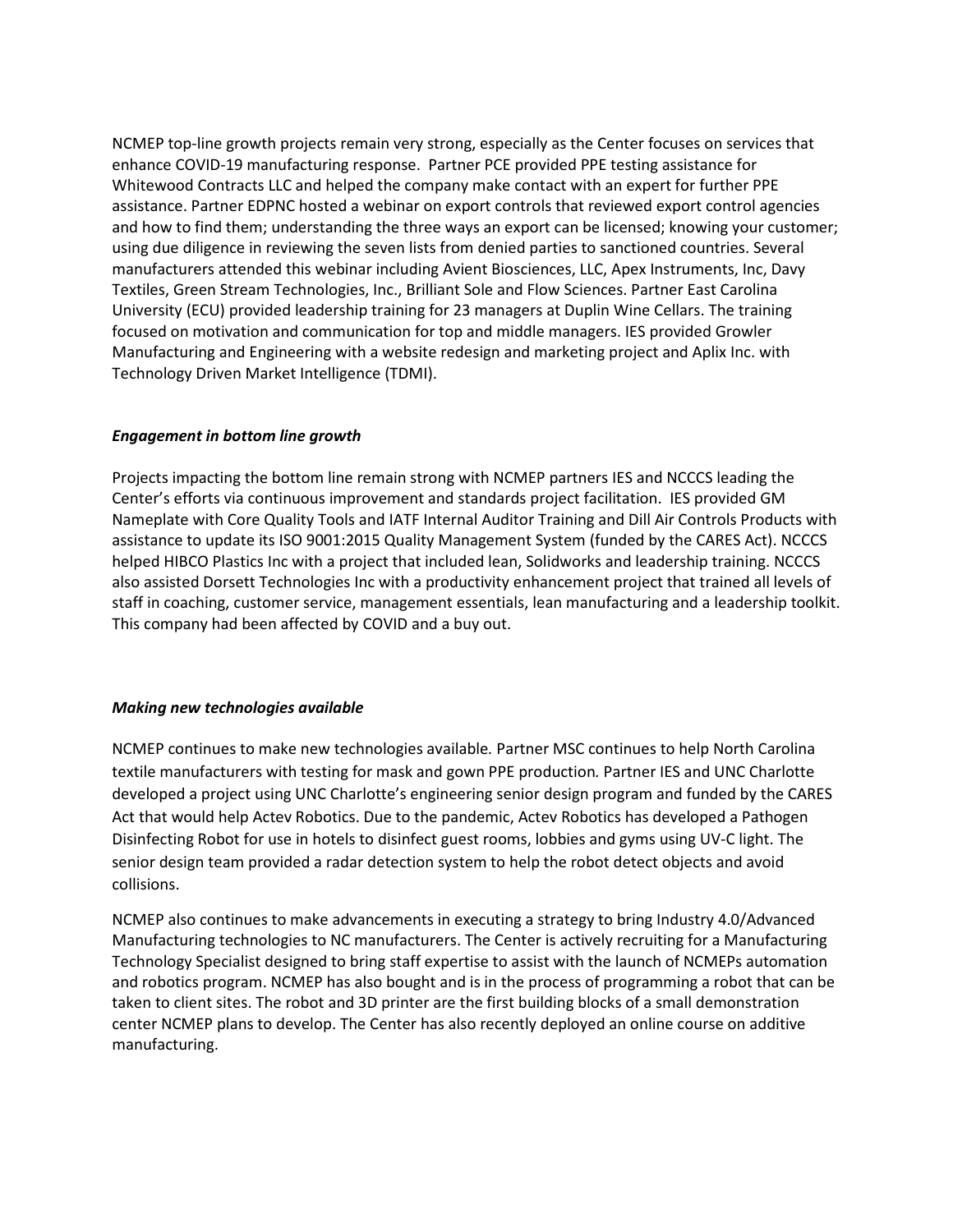NCMEP top-line growth projects remain very strong, especially as the Center focuses on services that enhance COVID-19 manufacturing response. Partner PCE provided PPE testing assistance for Whitewood Contracts LLC and helped the company make contact with an expert for further PPE assistance. Partner EDPNC hosted a webinar on export controls that reviewed export control agencies and how to find them; understanding the three ways an export can be licensed; knowing your customer; using due diligence in reviewing the seven lists from denied parties to sanctioned countries. Several manufacturers attended this webinar including Avient Biosciences, LLC, Apex Instruments, Inc, Davy Textiles, Green Stream Technologies, Inc., Brilliant Sole and Flow Sciences. Partner East Carolina University (ECU) provided leadership training for 23 managers at Duplin Wine Cellars. The training focused on motivation and communication for top and middle managers. IES provided Growler Manufacturing and Engineering with a website redesign and marketing project and Aplix Inc. with Technology Driven Market Intelligence (TDMI).

***Engagement in bottom line growth***

Projects impacting the bottom line remain strong with NCMEP partners IES and NCCCS leading the Center's efforts via continuous improvement and standards project facilitation. IES provided GM Nameplate with Core Quality Tools and IATF Internal Auditor Training and Dill Air Controls Products with assistance to update its ISO 9001:2015 Quality Management System (funded by the CARES Act). NCCCS helped HIBCO Plastics Inc with a project that included lean, Solidworks and leadership training. NCCCS also assisted Dorsett Technologies Inc with a productivity enhancement project that trained all levels of staff in coaching, customer service, management essentials, lean manufacturing and a leadership toolkit. This company had been affected by COVID and a buy out.

***Making new technologies available***

NCMEP continues to make new technologies available. Partner MSC continues to help North Carolina textile manufacturers with testing for mask and gown PPE production. Partner IES and UNC Charlotte developed a project using UNC Charlotte's engineering senior design program and funded by the CARES Act that would help Actev Robotics. Due to the pandemic, Actev Robotics has developed a Pathogen Disinfecting Robot for use in hotels to disinfect guest rooms, lobbies and gyms using UV-C light. The senior design team provided a radar detection system to help the robot detect objects and avoid collisions.

NCMEP also continues to make advancements in executing a strategy to bring Industry 4.0/Advanced Manufacturing technologies to NC manufacturers. The Center is actively recruiting for a Manufacturing Technology Specialist designed to bring staff expertise to assist with the launch of NCMEPs automation and robotics program. NCMEP has also bought and is in the process of programming a robot that can be taken to client sites. The robot and 3D printer are the first building blocks of a small demonstration center NCMEP plans to develop. The Center has also recently deployed an online course on additive manufacturing.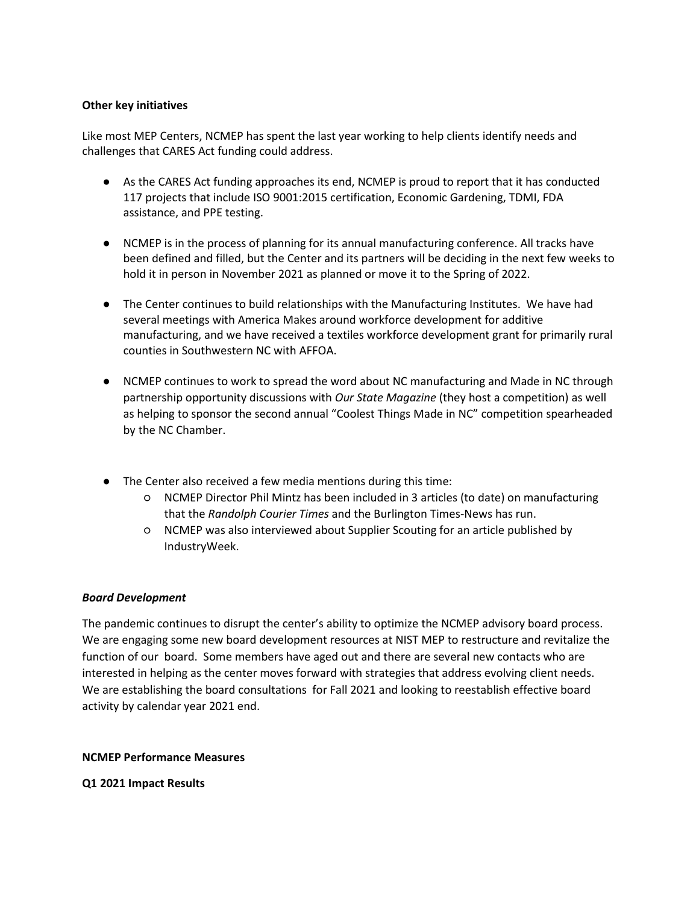**Other key initiatives**

Like most MEP Centers, NCMEP has spent the last year working to help clients identify needs and challenges that CARES Act funding could address.

- As the CARES Act funding approaches its end, NCMEP is proud to report that it has conducted 117 projects that include ISO 9001:2015 certification, Economic Gardening, TDMI, FDA assistance, and PPE testing.
- NCMEP is in the process of planning for its annual manufacturing conference. All tracks have been defined and filled, but the Center and its partners will be deciding in the next few weeks to hold it in person in November 2021 as planned or move it to the Spring of 2022.
- The Center continues to build relationships with the Manufacturing Institutes. We have had several meetings with America Makes around workforce development for additive manufacturing, and we have received a textiles workforce development grant for primarily rural counties in Southwestern NC with AFFOA.
- NCMEP continues to work to spread the word about NC manufacturing and Made in NC through partnership opportunity discussions with *Our State Magazine* (they host a competition) as well as helping to sponsor the second annual "Coolest Things Made in NC" competition spearheaded by the NC Chamber.
- The Center also received a few media mentions during this time:
  - NCMEP Director Phil Mintz has been included in 3 articles (to date) on manufacturing that the *Randolph Courier Times* and the Burlington Times-News has run.
  - NCMEP was also interviewed about Supplier Scouting for an article published by IndustryWeek.

***Board Development***

The pandemic continues to disrupt the center's ability to optimize the NCMEP advisory board process. We are engaging some new board development resources at NIST MEP to restructure and revitalize the function of our board. Some members have aged out and there are several new contacts who are interested in helping as the center moves forward with strategies that address evolving client needs. We are establishing the board consultations for Fall 2021 and looking to reestablish effective board activity by calendar year 2021 end.

**NCMEP Performance Measures**

**Q1 2021 Impact Results**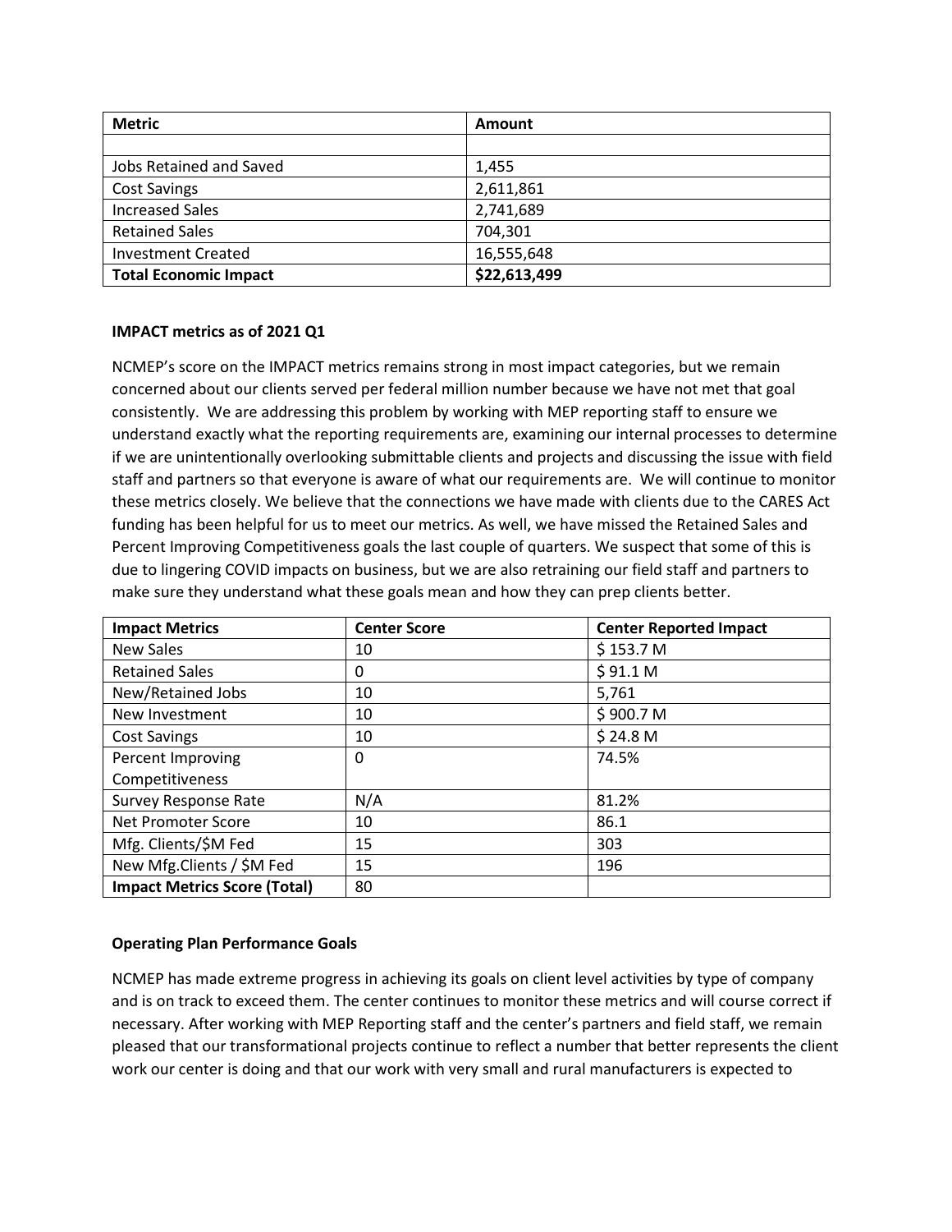| Metric | Amount |
| --- | --- |
| | |
| Jobs Retained and Saved | 1,455 |
| Cost Savings | 2,611,861 |
| Increased Sales | 2,741,689 |
| Retained Sales | 704,301 |
| Investment Created | 16,555,648 |
| **Total Economic Impact** | **$22,613,499** |

**IMPACT metrics as of 2021 Q1**

NCMEP's score on the IMPACT metrics remains strong in most impact categories, but we remain concerned about our clients served per federal million number because we have not met that goal consistently. We are addressing this problem by working with MEP reporting staff to ensure we understand exactly what the reporting requirements are, examining our internal processes to determine if we are unintentionally overlooking submittable clients and projects and discussing the issue with field staff and partners so that everyone is aware of what our requirements are. We will continue to monitor these metrics closely. We believe that the connections we have made with clients due to the CARES Act funding has been helpful for us to meet our metrics. As well, we have missed the Retained Sales and Percent Improving Competitiveness goals the last couple of quarters. We suspect that some of this is due to lingering COVID impacts on business, but we are also retraining our field staff and partners to make sure they understand what these goals mean and how they can prep clients better.

| Impact Metrics | Center Score | Center Reported Impact |
| --- | --- | --- |
| New Sales | 10 | $ 153.7 M |
| Retained Sales | 0 | $ 91.1 M |
| New/Retained Jobs | 10 | 5,761 |
| New Investment | 10 | $ 900.7 M |
| Cost Savings | 10 | $ 24.8 M |
| Percent Improving Competitiveness | 0 | 74.5% |
| Survey Response Rate | N/A | 81.2% |
| Net Promoter Score | 10 | 86.1 |
| Mfg. Clients/$M Fed | 15 | 303 |
| New Mfg.Clients / $M Fed | 15 | 196 |
| **Impact Metrics Score (Total)** | 80 | |

**Operating Plan Performance Goals**

NCMEP has made extreme progress in achieving its goals on client level activities by type of company and is on track to exceed them. The center continues to monitor these metrics and will course correct if necessary. After working with MEP Reporting staff and the center's partners and field staff, we remain pleased that our transformational projects continue to reflect a number that better represents the client work our center is doing and that our work with very small and rural manufacturers is expected to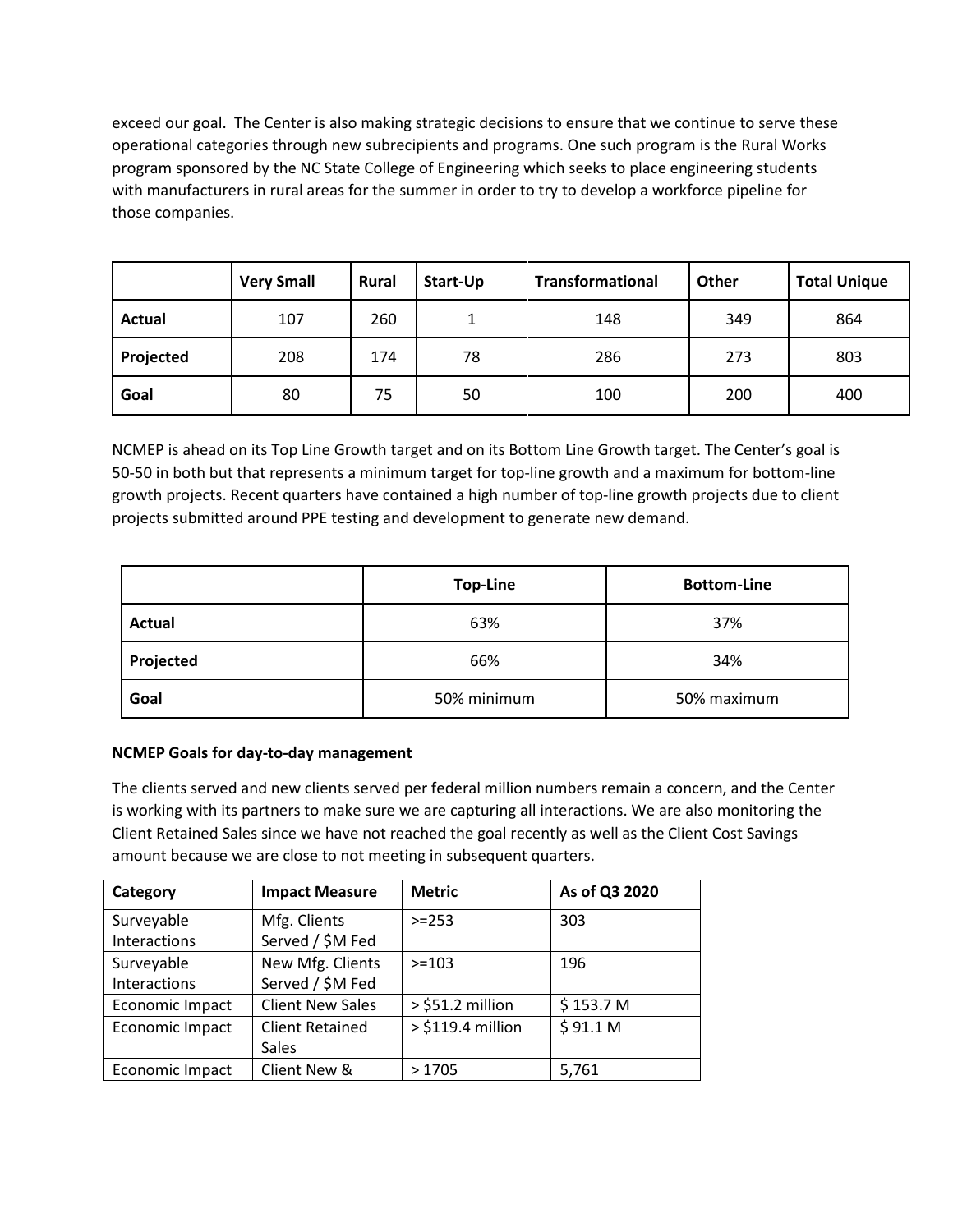exceed our goal. The Center is also making strategic decisions to ensure that we continue to serve these operational categories through new subrecipients and programs. One such program is the Rural Works program sponsored by the NC State College of Engineering which seeks to place engineering students with manufacturers in rural areas for the summer in order to try to develop a workforce pipeline for those companies.

| | Very Small | Rural | Start-Up | Transformational | Other | Total Unique |
|---|---|---|---|---|---|---|
| **Actual** | 107 | 260 | 1 | 148 | 349 | 864 |
| **Projected** | 208 | 174 | 78 | 286 | 273 | 803 |
| **Goal** | 80 | 75 | 50 | 100 | 200 | 400 |

NCMEP is ahead on its Top Line Growth target and on its Bottom Line Growth target. The Center's goal is 50-50 in both but that represents a minimum target for top-line growth and a maximum for bottom-line growth projects. Recent quarters have contained a high number of top-line growth projects due to client projects submitted around PPE testing and development to generate new demand.

| | Top-Line | Bottom-Line |
|---|---|---|
| **Actual** | 63% | 37% |
| **Projected** | 66% | 34% |
| **Goal** | 50% minimum | 50% maximum |

**NCMEP Goals for day-to-day management**

The clients served and new clients served per federal million numbers remain a concern, and the Center is working with its partners to make sure we are capturing all interactions. We are also monitoring the Client Retained Sales since we have not reached the goal recently as well as the Client Cost Savings amount because we are close to not meeting in subsequent quarters.

| Category | Impact Measure | Metric | As of Q3 2020 |
|---|---|---|---|
| Surveyable Interactions | Mfg. Clients Served / $M Fed | >=253 | 303 |
| Surveyable Interactions | New Mfg. Clients Served / $M Fed | >=103 | 196 |
| Economic Impact | Client New Sales | > $51.2 million | $ 153.7 M |
| Economic Impact | Client Retained Sales | > $119.4 million | $ 91.1 M |
| Economic Impact | Client New & | > 1705 | 5,761 |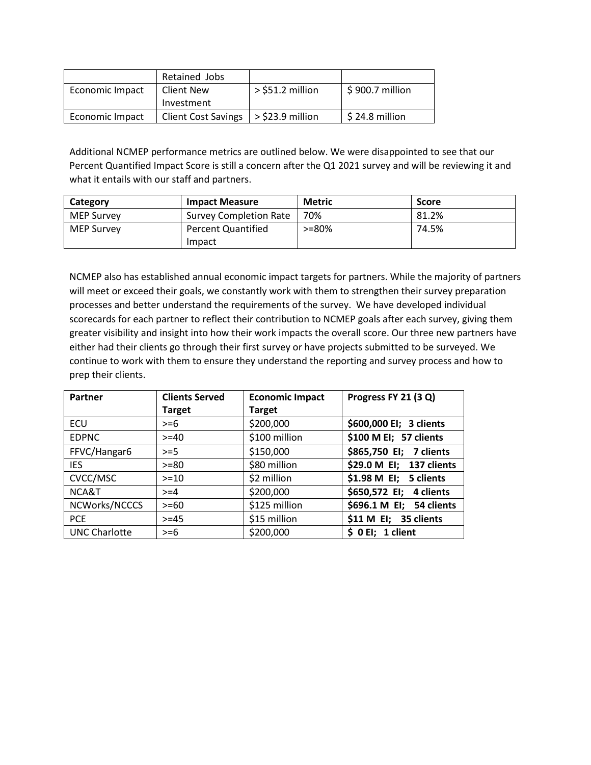| | | | |
|---|---|---|---|
| | Retained Jobs | | |
| Economic Impact | Client New Investment | > $51.2 million | $ 900.7 million |
| Economic Impact | Client Cost Savings | > $23.9 million | $ 24.8 million |

Additional NCMEP performance metrics are outlined below. We were disappointed to see that our Percent Quantified Impact Score is still a concern after the Q1 2021 survey and will be reviewing it and what it entails with our staff and partners.

| **Category** | **Impact Measure** | **Metric** | **Score** |
|---|---|---|---|
| MEP Survey | Survey Completion Rate | 70% | 81.2% |
| MEP Survey | Percent Quantified Impact | >=80% | 74.5% |

NCMEP also has established annual economic impact targets for partners. While the majority of partners will meet or exceed their goals, we constantly work with them to strengthen their survey preparation processes and better understand the requirements of the survey. We have developed individual scorecards for each partner to reflect their contribution to NCMEP goals after each survey, giving them greater visibility and insight into how their work impacts the overall score. Our three new partners have either had their clients go through their first survey or have projects submitted to be surveyed. We continue to work with them to ensure they understand the reporting and survey process and how to prep their clients.

| **Partner** | **Clients Served Target** | **Economic Impact Target** | **Progress FY 21 (3 Q)** |
|---|---|---|---|
| ECU | >=6 | $200,000 | **$600,000 EI; 3 clients** |
| EDPNC | >=40 | $100 million | **$100 M EI; 57 clients** |
| FFVC/Hangar6 | >=5 | $150,000 | **$865,750 EI; 7 clients** |
| IES | >=80 | $80 million | **$29.0 M EI; 137 clients** |
| CVCC/MSC | >=10 | $2 million | **$1.98 M EI; 5 clients** |
| NCA&T | >=4 | $200,000 | **$650,572 EI; 4 clients** |
| NCWorks/NCCCS | >=60 | $125 million | **$696.1 M EI; 54 clients** |
| PCE | >=45 | $15 million | **$11 M EI; 35 clients** |
| UNC Charlotte | >=6 | $200,000 | **$ 0 EI; 1 client** |